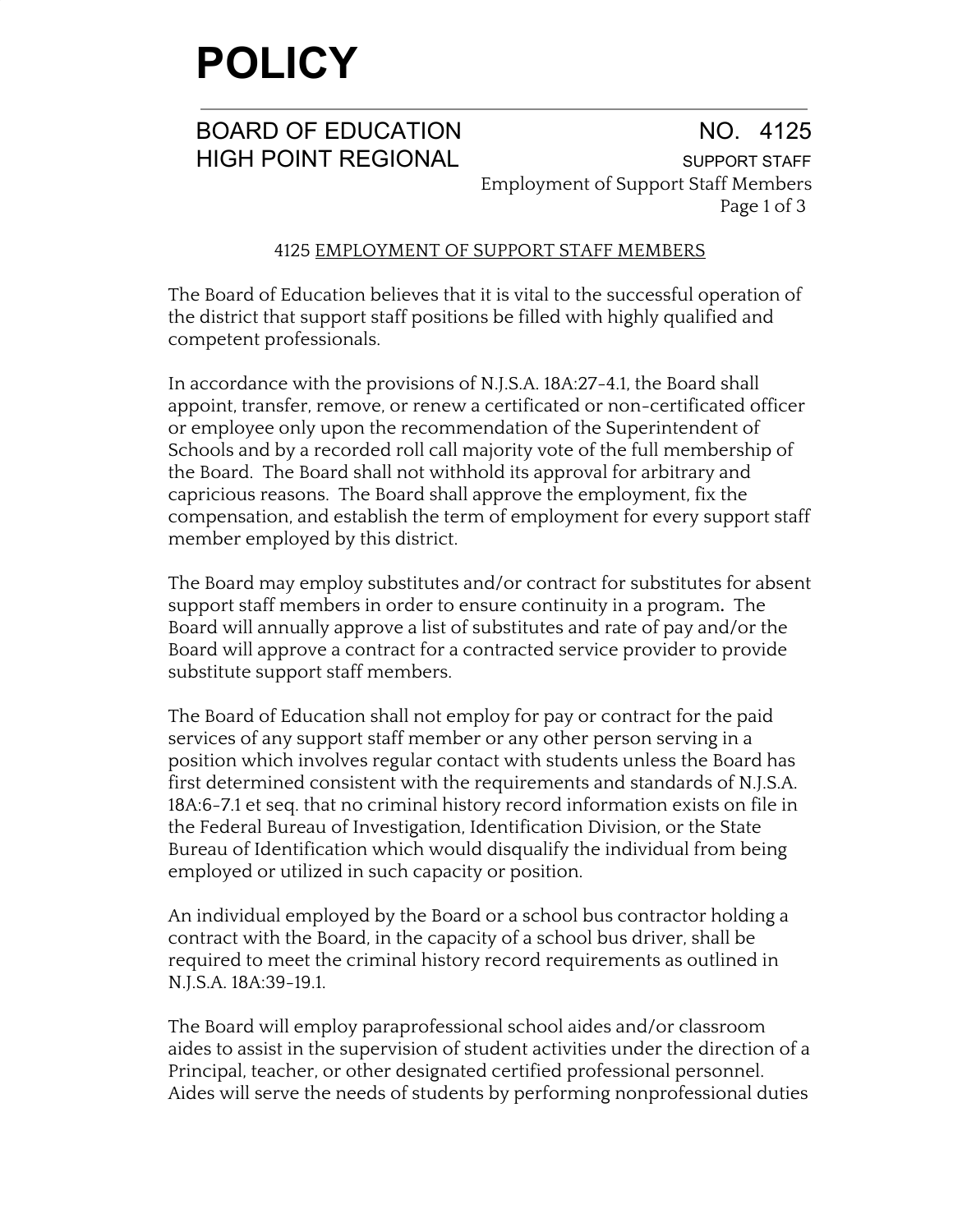# POLICY

BOARD OF EDUCATION
HIGH POINT REGIONAL

NO. 4125
SUPPORT STAFF
Employment of Support Staff Members

## 4125 EMPLOYMENT OF SUPPORT STAFF MEMBERS

The Board of Education believes that it is vital to the successful operation of the district that support staff positions be filled with highly qualified and competent professionals.

In accordance with the provisions of N.J.S.A. 18A:27-4.1, the Board shall appoint, transfer, remove, or renew a certificated or non-certificated officer or employee only upon the recommendation of the Superintendent of Schools and by a recorded roll call majority vote of the full membership of the Board. The Board shall not withhold its approval for arbitrary and capricious reasons. The Board shall approve the employment, fix the compensation, and establish the term of employment for every support staff member employed by this district.

The Board may employ substitutes and/or contract for substitutes for absent support staff members in order to ensure continuity in a program. The Board will annually approve a list of substitutes and rate of pay and/or the Board will approve a contract for a contracted service provider to provide substitute support staff members.

The Board of Education shall not employ for pay or contract for the paid services of any support staff member or any other person serving in a position which involves regular contact with students unless the Board has first determined consistent with the requirements and standards of N.J.S.A. 18A:6-7.1 et seq. that no criminal history record information exists on file in the Federal Bureau of Investigation, Identification Division, or the State Bureau of Identification which would disqualify the individual from being employed or utilized in such capacity or position.

An individual employed by the Board or a school bus contractor holding a contract with the Board, in the capacity of a school bus driver, shall be required to meet the criminal history record requirements as outlined in N.J.S.A. 18A:39-19.1.

The Board will employ paraprofessional school aides and/or classroom aides to assist in the supervision of student activities under the direction of a Principal, teacher, or other designated certified professional personnel. Aides will serve the needs of students by performing nonprofessional duties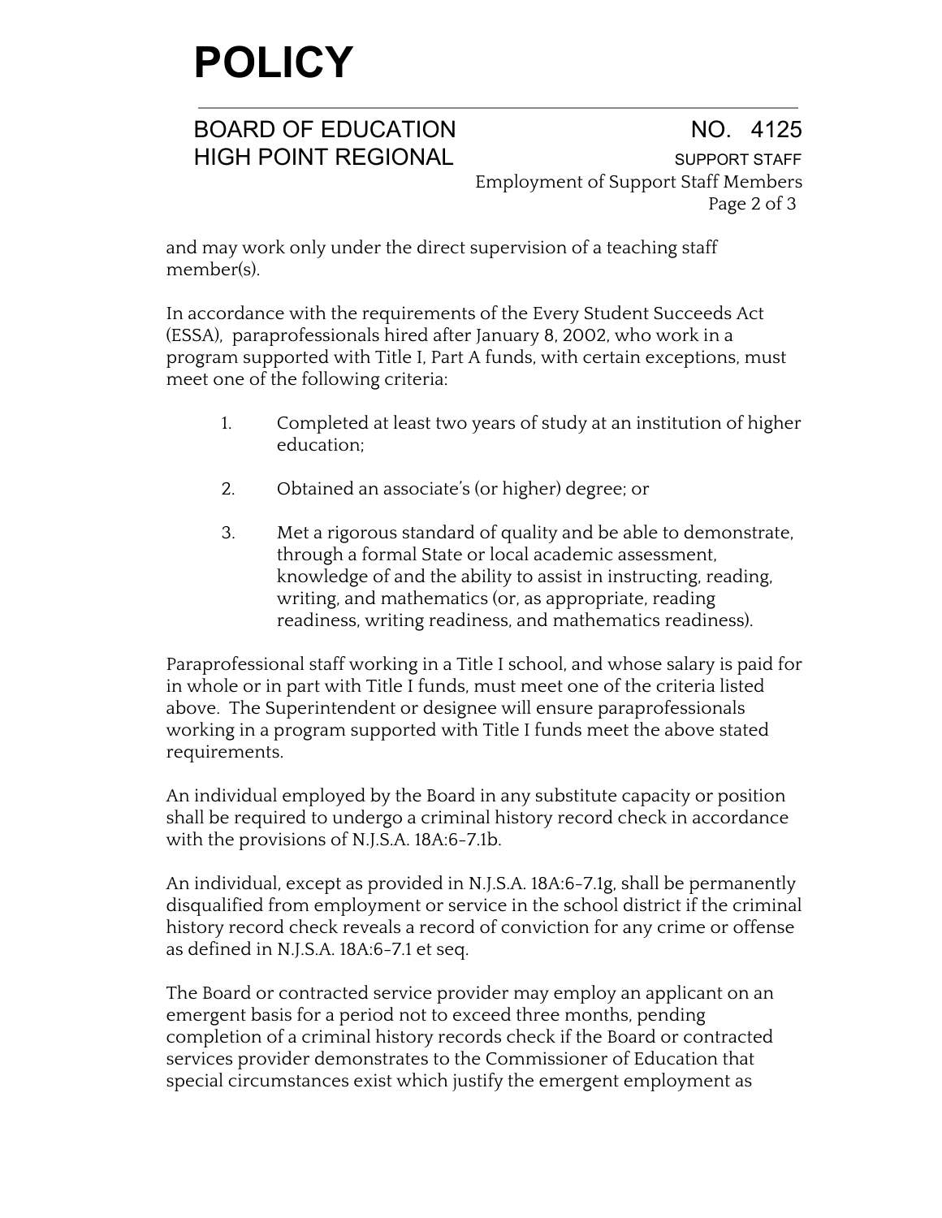and may work only under the direct supervision of a teaching staff member(s).

In accordance with the requirements of the Every Student Succeeds Act (ESSA), paraprofessionals hired after January 8, 2002, who work in a program supported with Title I, Part A funds, with certain exceptions, must meet one of the following criteria:

1. Completed at least two years of study at an institution of higher education;

2. Obtained an associate's (or higher) degree; or

3. Met a rigorous standard of quality and be able to demonstrate, through a formal State or local academic assessment, knowledge of and the ability to assist in instructing, reading, writing, and mathematics (or, as appropriate, reading readiness, writing readiness, and mathematics readiness).

Paraprofessional staff working in a Title I school, and whose salary is paid for in whole or in part with Title I funds, must meet one of the criteria listed above. The Superintendent or designee will ensure paraprofessionals working in a program supported with Title I funds meet the above stated requirements.

An individual employed by the Board in any substitute capacity or position shall be required to undergo a criminal history record check in accordance with the provisions of N.J.S.A. 18A:6-7.1b.

An individual, except as provided in N.J.S.A. 18A:6-7.1g, shall be permanently disqualified from employment or service in the school district if the criminal history record check reveals a record of conviction for any crime or offense as defined in N.J.S.A. 18A:6-7.1 et seq.

The Board or contracted service provider may employ an applicant on an emergent basis for a period not to exceed three months, pending completion of a criminal history records check if the Board or contracted services provider demonstrates to the Commissioner of Education that special circumstances exist which justify the emergent employment as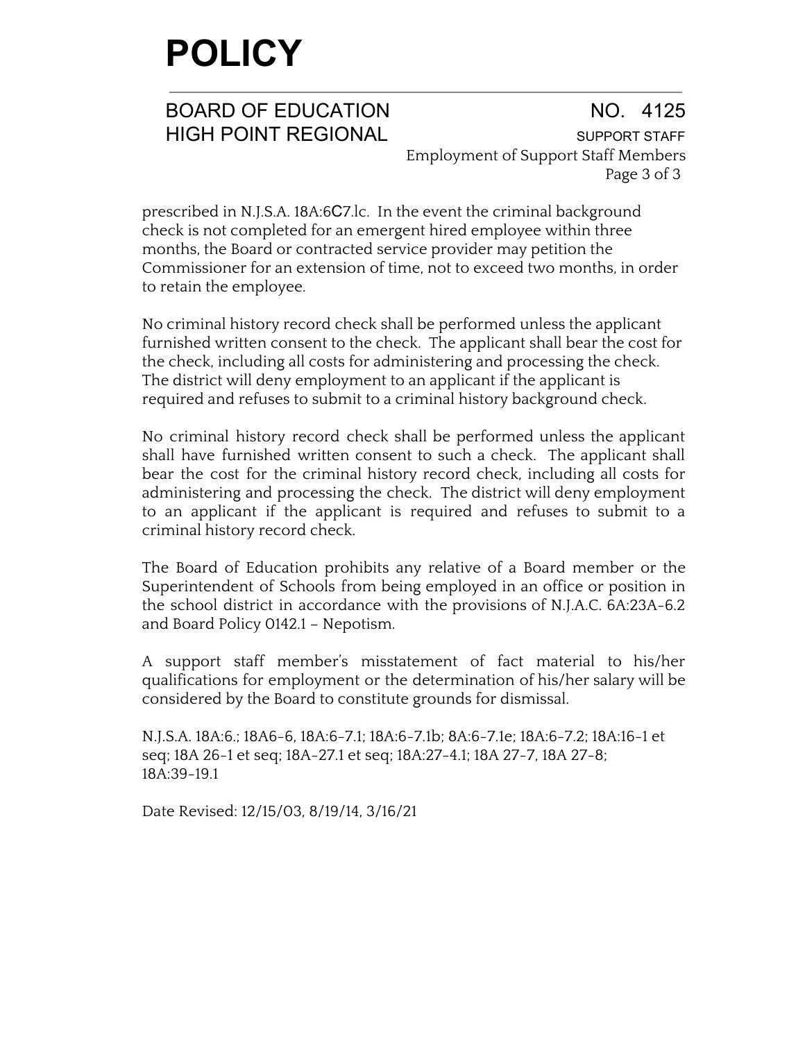prescribed in N.J.S.A. 18A:6C7.lc. In the event the criminal background check is not completed for an emergent hired employee within three months, the Board or contracted service provider may petition the Commissioner for an extension of time, not to exceed two months, in order to retain the employee.

No criminal history record check shall be performed unless the applicant furnished written consent to the check. The applicant shall bear the cost for the check, including all costs for administering and processing the check. The district will deny employment to an applicant if the applicant is required and refuses to submit to a criminal history background check.

No criminal history record check shall be performed unless the applicant shall have furnished written consent to such a check. The applicant shall bear the cost for the criminal history record check, including all costs for administering and processing the check. The district will deny employment to an applicant if the applicant is required and refuses to submit to a criminal history record check.

The Board of Education prohibits any relative of a Board member or the Superintendent of Schools from being employed in an office or position in the school district in accordance with the provisions of N.J.A.C. 6A:23A-6.2 and Board Policy 0142.1 – Nepotism.

A support staff member's misstatement of fact material to his/her qualifications for employment or the determination of his/her salary will be considered by the Board to constitute grounds for dismissal.

N.J.S.A. 18A:6.; 18A6-6, 18A:6-7.1; 18A:6-7.1b; 8A:6-7.1e; 18A:6-7.2; 18A:16-1 et seq; 18A 26-1 et seq; 18A-27.1 et seq; 18A:27-4.1; 18A 27-7, 18A 27-8; 18A:39-19.1

Date Revised: 12/15/03, 8/19/14, 3/16/21